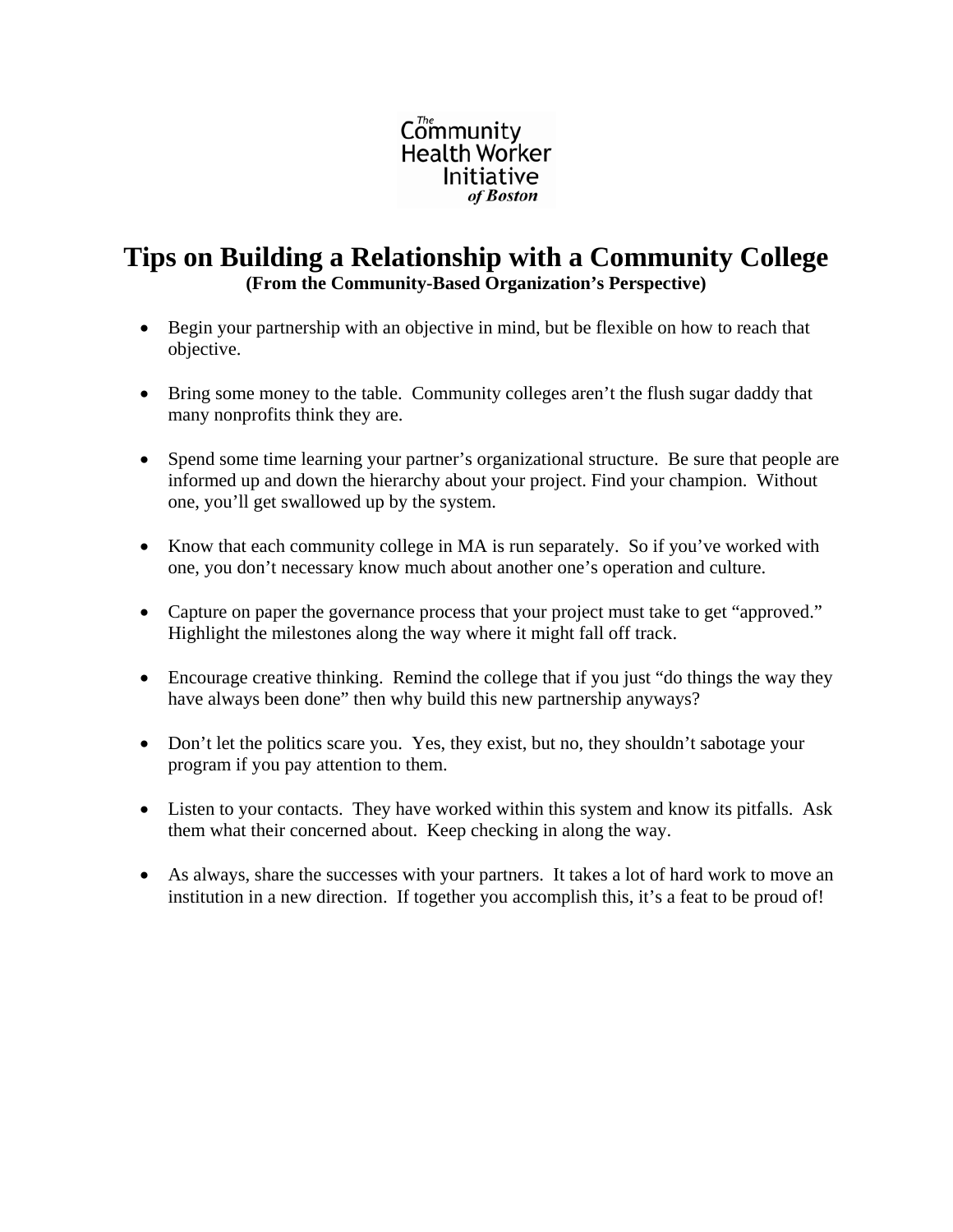The Community Health Worker Initiative of Boston

# Tips on Building a Relationship with a Community College

**(From the Community-Based Organization's Perspective)**

- Begin your partnership with an objective in mind, but be flexible on how to reach that objective.

- Bring some money to the table. Community colleges aren't the flush sugar daddy that many nonprofits think they are.

- Spend some time learning your partner's organizational structure. Be sure that people are informed up and down the hierarchy about your project. Find your champion. Without one, you'll get swallowed up by the system.

- Know that each community college in MA is run separately. So if you've worked with one, you don't necessary know much about another one's operation and culture.

- Capture on paper the governance process that your project must take to get "approved." Highlight the milestones along the way where it might fall off track.

- Encourage creative thinking. Remind the college that if you just "do things the way they have always been done" then why build this new partnership anyways?

- Don't let the politics scare you. Yes, they exist, but no, they shouldn't sabotage your program if you pay attention to them.

- Listen to your contacts. They have worked within this system and know its pitfalls. Ask them what their concerned about. Keep checking in along the way.

- As always, share the successes with your partners. It takes a lot of hard work to move an institution in a new direction. If together you accomplish this, it's a feat to be proud of!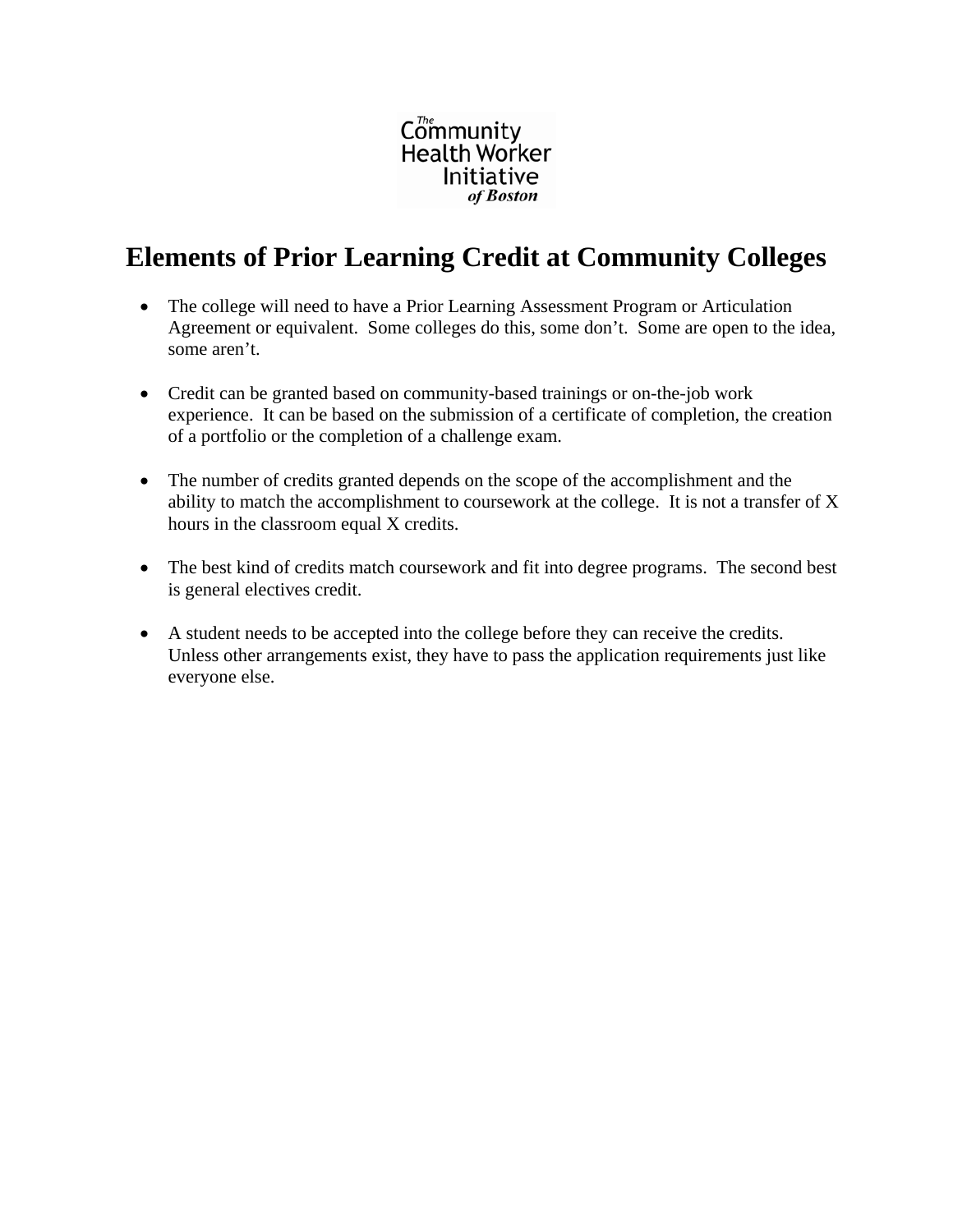The Community Health Worker Initiative of Boston

# Elements of Prior Learning Credit at Community Colleges

- The college will need to have a Prior Learning Assessment Program or Articulation Agreement or equivalent. Some colleges do this, some don't. Some are open to the idea, some aren't.

- Credit can be granted based on community-based trainings or on-the-job work experience. It can be based on the submission of a certificate of completion, the creation of a portfolio or the completion of a challenge exam.

- The number of credits granted depends on the scope of the accomplishment and the ability to match the accomplishment to coursework at the college. It is not a transfer of X hours in the classroom equal X credits.

- The best kind of credits match coursework and fit into degree programs. The second best is general electives credit.

- A student needs to be accepted into the college before they can receive the credits. Unless other arrangements exist, they have to pass the application requirements just like everyone else.